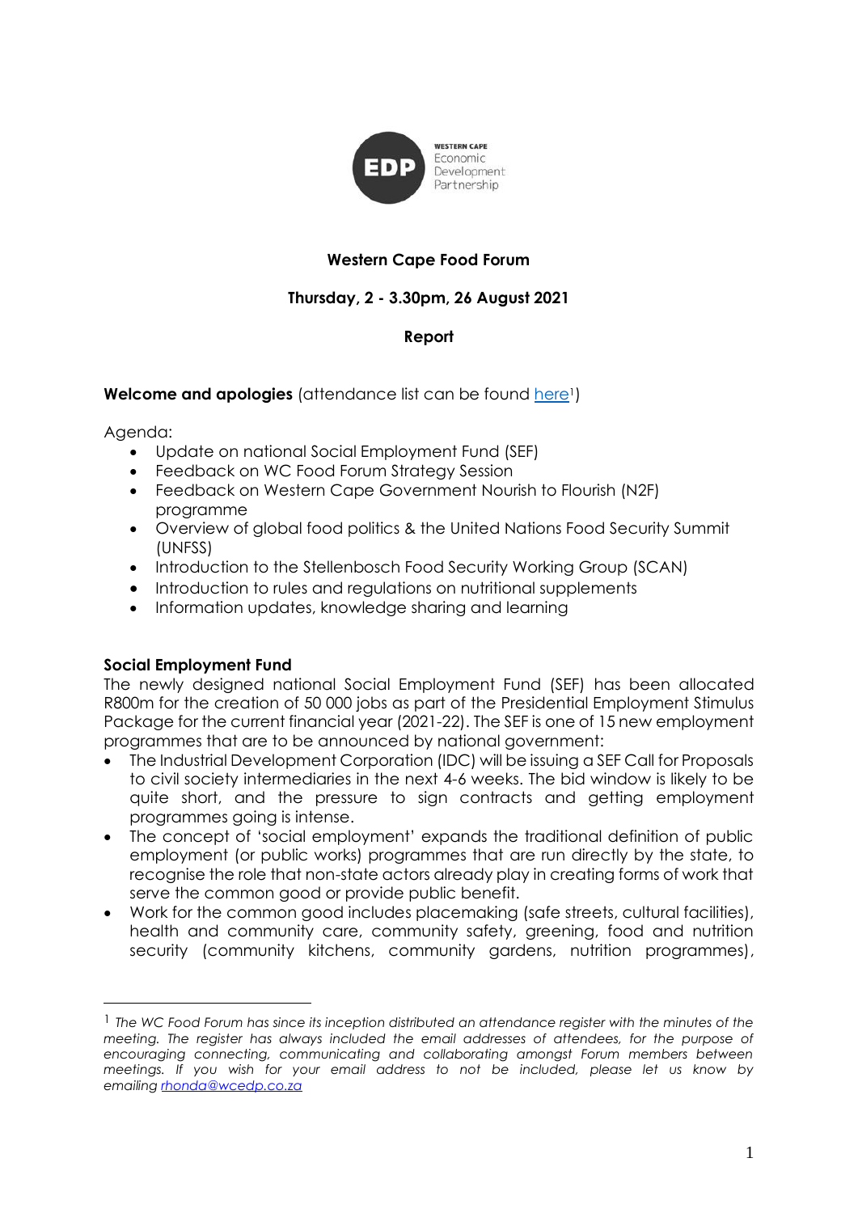WESTERN CAPE Economic Development Partnership

**Western Cape Food Forum**

**Thursday, 2 - 3.30pm, 26 August 2021**

**Report**

**Welcome and apologies** (attendance list can be found [here][1])

Agenda:

- Update on national Social Employment Fund (SEF)
- Feedback on WC Food Forum Strategy Session
- Feedback on Western Cape Government Nourish to Flourish (N2F) programme
- Overview of global food politics & the United Nations Food Security Summit (UNFSS)
- Introduction to the Stellenbosch Food Security Working Group (SCAN)
- Introduction to rules and regulations on nutritional supplements
- Information updates, knowledge sharing and learning

**Social Employment Fund**

The newly designed national Social Employment Fund (SEF) has been allocated R800m for the creation of 50 000 jobs as part of the Presidential Employment Stimulus Package for the current financial year (2021-22). The SEF is one of 15 new employment programmes that are to be announced by national government:

- The Industrial Development Corporation (IDC) will be issuing a SEF Call for Proposals to civil society intermediaries in the next 4-6 weeks. The bid window is likely to be quite short, and the pressure to sign contracts and getting employment programmes going is intense.
- The concept of 'social employment' expands the traditional definition of public employment (or public works) programmes that are run directly by the state, to recognise the role that non-state actors already play in creating forms of work that serve the common good or provide public benefit.
- Work for the common good includes placemaking (safe streets, cultural facilities), health and community care, community safety, greening, food and nutrition security (community kitchens, community gardens, nutrition programmes),

---

[1] *The WC Food Forum has since its inception distributed an attendance register with the minutes of the meeting. The register has always included the email addresses of attendees, for the purpose of encouraging connecting, communicating and collaborating amongst Forum members between meetings. If you wish for your email address to not be included, please let us know by emailing rhonda@wcedp.co.za*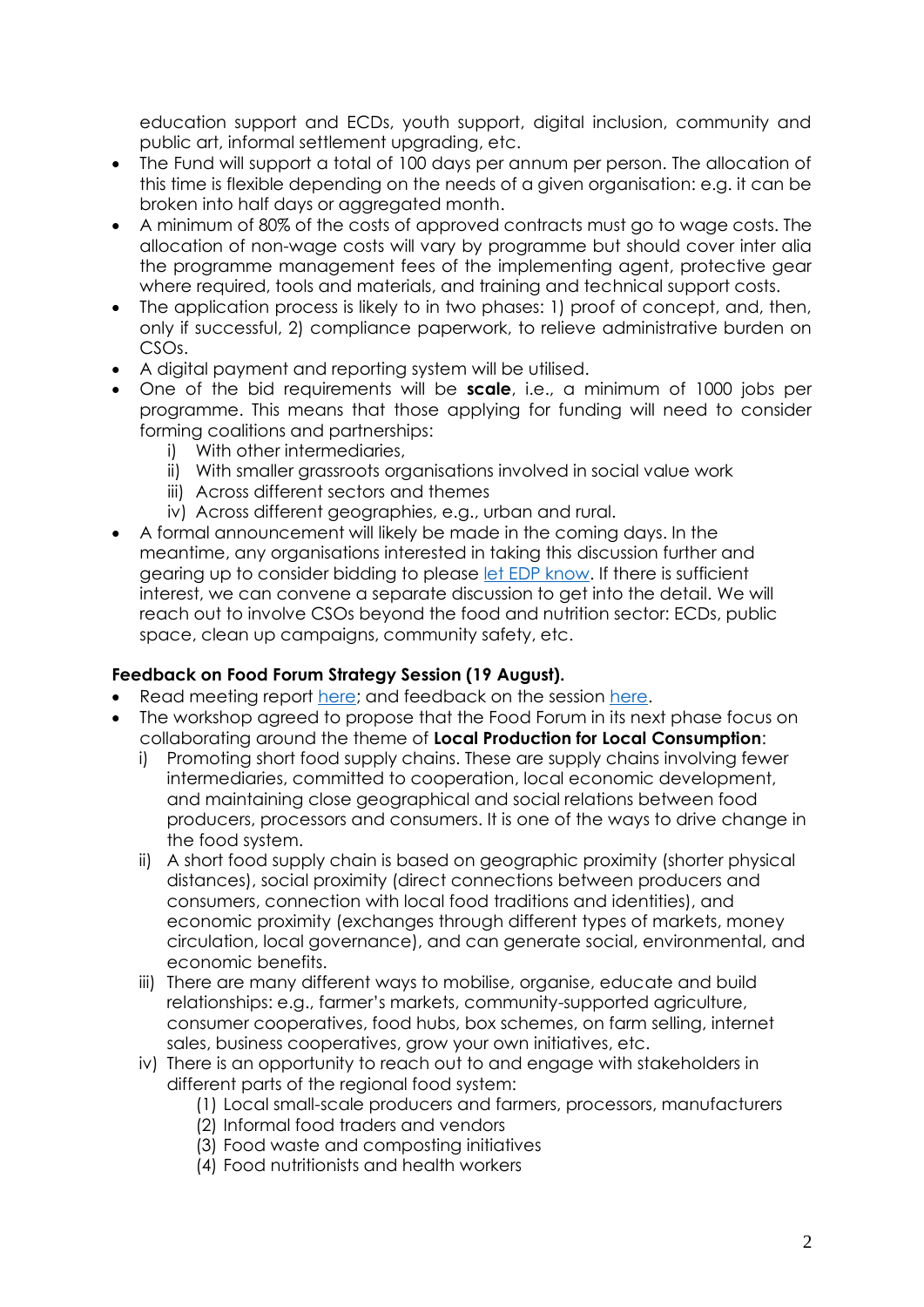education support and ECDs, youth support, digital inclusion, community and public art, informal settlement upgrading, etc.

- The Fund will support a total of 100 days per annum per person. The allocation of this time is flexible depending on the needs of a given organisation: e.g. it can be broken into half days or aggregated month.
- A minimum of 80% of the costs of approved contracts must go to wage costs. The allocation of non-wage costs will vary by programme but should cover inter alia the programme management fees of the implementing agent, protective gear where required, tools and materials, and training and technical support costs.
- The application process is likely to in two phases: 1) proof of concept, and, then, only if successful, 2) compliance paperwork, to relieve administrative burden on CSOs.
- A digital payment and reporting system will be utilised.
- One of the bid requirements will be **scale**, i.e., a minimum of 1000 jobs per programme. This means that those applying for funding will need to consider forming coalitions and partnerships:
  - i) With other intermediaries,
  - ii) With smaller grassroots organisations involved in social value work
  - iii) Across different sectors and themes
  - iv) Across different geographies, e.g., urban and rural.
- A formal announcement will likely be made in the coming days. In the meantime, any organisations interested in taking this discussion further and gearing up to consider bidding to please let EDP know. If there is sufficient interest, we can convene a separate discussion to get into the detail. We will reach out to involve CSOs beyond the food and nutrition sector: ECDs, public space, clean up campaigns, community safety, etc.

**Feedback on Food Forum Strategy Session (19 August).**

- Read meeting report here; and feedback on the session here.
- The workshop agreed to propose that the Food Forum in its next phase focus on collaborating around the theme of **Local Production for Local Consumption**:
  - i) Promoting short food supply chains. These are supply chains involving fewer intermediaries, committed to cooperation, local economic development, and maintaining close geographical and social relations between food producers, processors and consumers. It is one of the ways to drive change in the food system.
  - ii) A short food supply chain is based on geographic proximity (shorter physical distances), social proximity (direct connections between producers and consumers, connection with local food traditions and identities), and economic proximity (exchanges through different types of markets, money circulation, local governance), and can generate social, environmental, and economic benefits.
  - iii) There are many different ways to mobilise, organise, educate and build relationships: e.g., farmer's markets, community-supported agriculture, consumer cooperatives, food hubs, box schemes, on farm selling, internet sales, business cooperatives, grow your own initiatives, etc.
  - iv) There is an opportunity to reach out to and engage with stakeholders in different parts of the regional food system:
    - (1) Local small-scale producers and farmers, processors, manufacturers
    - (2) Informal food traders and vendors
    - (3) Food waste and composting initiatives
    - (4) Food nutritionists and health workers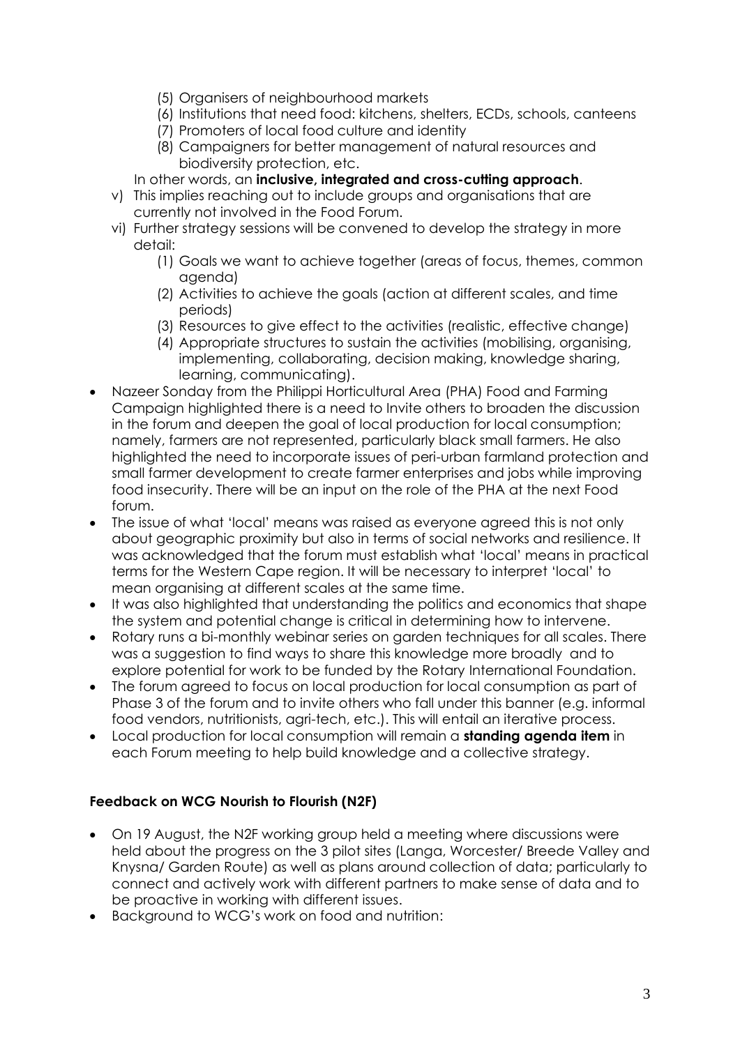- (5) Organisers of neighbourhood markets
    - (6) Institutions that need food: kitchens, shelters, ECDs, schools, canteens
    - (7) Promoters of local food culture and identity
    - (8) Campaigners for better management of natural resources and biodiversity protection, etc.

  In other words, an **inclusive, integrated and cross-cutting approach**.

  - v) This implies reaching out to include groups and organisations that are currently not involved in the Food Forum.
  - vi) Further strategy sessions will be convened to develop the strategy in more detail:
    - (1) Goals we want to achieve together (areas of focus, themes, common agenda)
    - (2) Activities to achieve the goals (action at different scales, and time periods)
    - (3) Resources to give effect to the activities (realistic, effective change)
    - (4) Appropriate structures to sustain the activities (mobilising, organising, implementing, collaborating, decision making, knowledge sharing, learning, communicating).

- Nazeer Sonday from the Philippi Horticultural Area (PHA) Food and Farming Campaign highlighted there is a need to Invite others to broaden the discussion in the forum and deepen the goal of local production for local consumption; namely, farmers are not represented, particularly black small farmers. He also highlighted the need to incorporate issues of peri-urban farmland protection and small farmer development to create farmer enterprises and jobs while improving food insecurity. There will be an input on the role of the PHA at the next Food forum.
- The issue of what 'local' means was raised as everyone agreed this is not only about geographic proximity but also in terms of social networks and resilience. It was acknowledged that the forum must establish what 'local' means in practical terms for the Western Cape region. It will be necessary to interpret 'local' to mean organising at different scales at the same time.
- It was also highlighted that understanding the politics and economics that shape the system and potential change is critical in determining how to intervene.
- Rotary runs a bi-monthly webinar series on garden techniques for all scales. There was a suggestion to find ways to share this knowledge more broadly and to explore potential for work to be funded by the Rotary International Foundation.
- The forum agreed to focus on local production for local consumption as part of Phase 3 of the forum and to invite others who fall under this banner (e.g. informal food vendors, nutritionists, agri-tech, etc.). This will entail an iterative process.
- Local production for local consumption will remain a **standing agenda item** in each Forum meeting to help build knowledge and a collective strategy.

**Feedback on WCG Nourish to Flourish (N2F)**

- On 19 August, the N2F working group held a meeting where discussions were held about the progress on the 3 pilot sites (Langa, Worcester/ Breede Valley and Knysna/ Garden Route) as well as plans around collection of data; particularly to connect and actively work with different partners to make sense of data and to be proactive in working with different issues.
- Background to WCG's work on food and nutrition: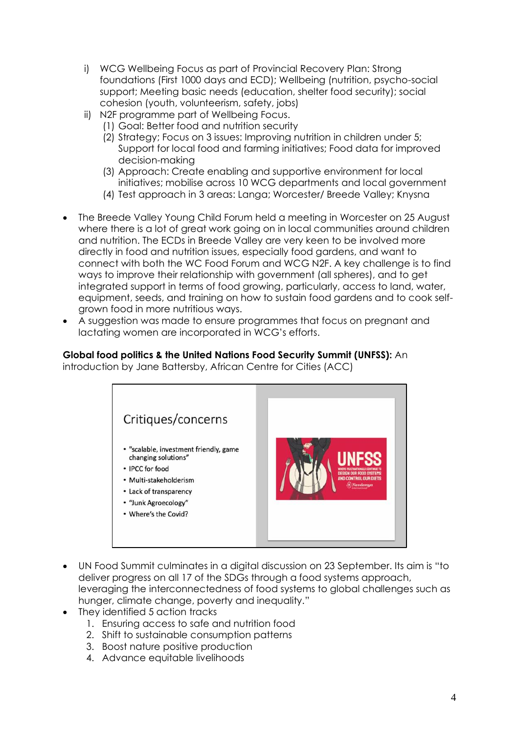i) WCG Wellbeing Focus as part of Provincial Recovery Plan: Strong foundations (First 1000 days and ECD); Wellbeing (nutrition, psycho-social support; Meeting basic needs (education, shelter food security); social cohesion (youth, volunteerism, safety, jobs)

ii) N2F programme part of Wellbeing Focus.
   (1) Goal: Better food and nutrition security
   (2) Strategy; Focus on 3 issues: Improving nutrition in children under 5; Support for local food and farming initiatives; Food data for improved decision-making
   (3) Approach: Create enabling and supportive environment for local initiatives; mobilise across 10 WCG departments and local government
   (4) Test approach in 3 areas: Langa; Worcester/ Breede Valley; Knysna

- The Breede Valley Young Child Forum held a meeting in Worcester on 25 August where there is a lot of great work going on in local communities around children and nutrition. The ECDs in Breede Valley are very keen to be involved more directly in food and nutrition issues, especially food gardens, and want to connect with both the WC Food Forum and WCG N2F. A key challenge is to find ways to improve their relationship with government (all spheres), and to get integrated support in terms of food growing, particularly, access to land, water, equipment, seeds, and training on how to sustain food gardens and to cook self-grown food in more nutritious ways.
- A suggestion was made to ensure programmes that focus on pregnant and lactating women are incorporated in WCG's efforts.

**Global food politics & the United Nations Food Security Summit (UNFSS):** An introduction by Jane Battersby, African Centre for Cities (ACC)

Critiques/concerns

- "scalable, investment friendly, game changing solutions"
- IPCC for food
- Multi-stakeholderism
- Lack of transparency
- "Junk Agroecology"
- Where's the Covid?

UNFSS WHERE MULTINATIONALS CONTINUE TO DESIGN OUR FOOD SYSTEMS AND CONTROL OUR DIETS Navdanya International

- UN Food Summit culminates in a digital discussion on 23 September. Its aim is "to deliver progress on all 17 of the SDGs through a food systems approach, leveraging the interconnectedness of food systems to global challenges such as hunger, climate change, poverty and inequality."
- They identified 5 action tracks
   1. Ensuring access to safe and nutrition food
   2. Shift to sustainable consumption patterns
   3. Boost nature positive production
   4. Advance equitable livelihoods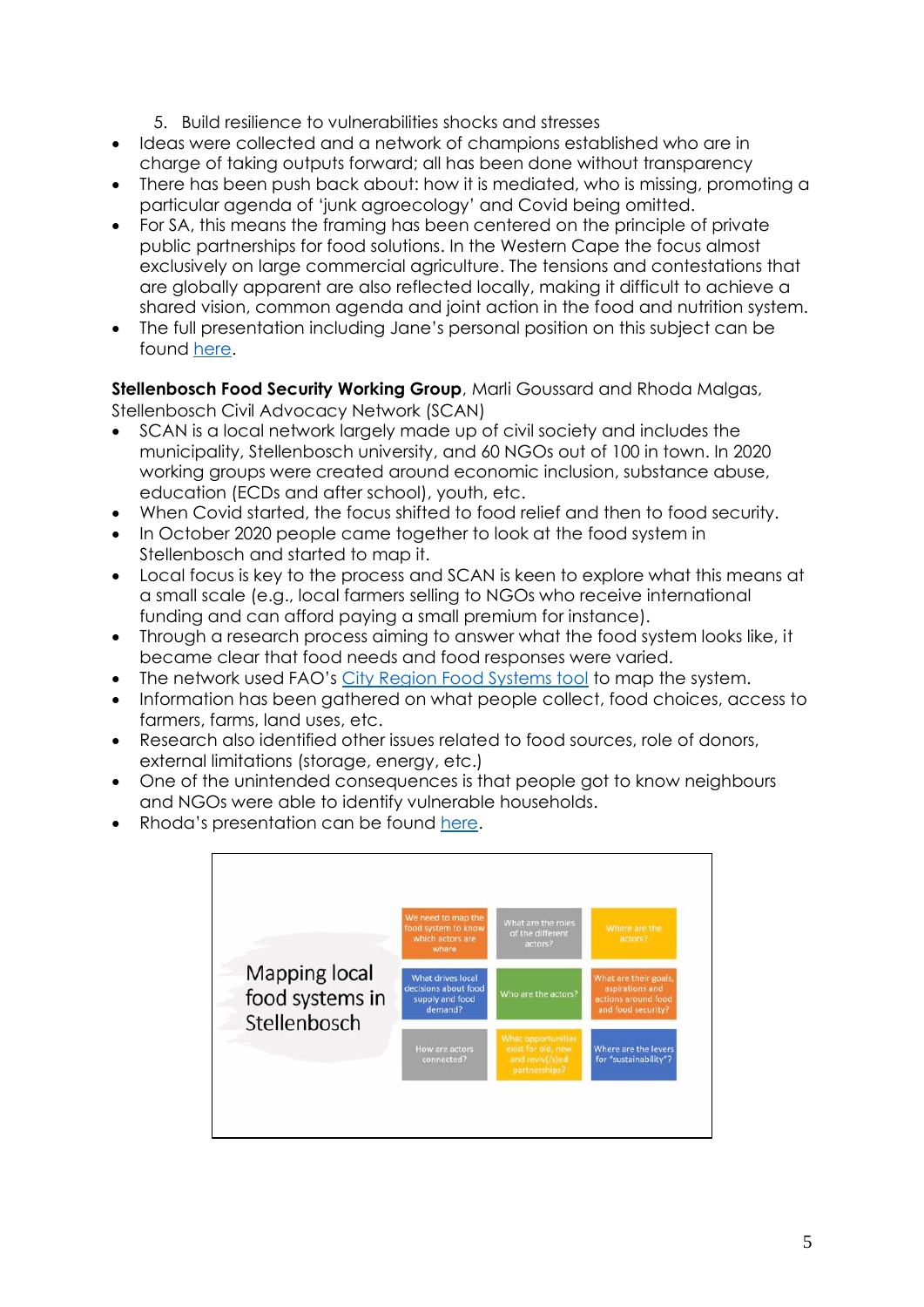5. Build resilience to vulnerabilities shocks and stresses

- Ideas were collected and a network of champions established who are in charge of taking outputs forward; all has been done without transparency
- There has been push back about: how it is mediated, who is missing, promoting a particular agenda of 'junk agroecology' and Covid being omitted.
- For SA, this means the framing has been centered on the principle of private public partnerships for food solutions. In the Western Cape the focus almost exclusively on large commercial agriculture. The tensions and contestations that are globally apparent are also reflected locally, making it difficult to achieve a shared vision, common agenda and joint action in the food and nutrition system.
- The full presentation including Jane's personal position on this subject can be found here.

**Stellenbosch Food Security Working Group**, Marli Goussard and Rhoda Malgas, Stellenbosch Civil Advocacy Network (SCAN)

- SCAN is a local network largely made up of civil society and includes the municipality, Stellenbosch university, and 60 NGOs out of 100 in town. In 2020 working groups were created around economic inclusion, substance abuse, education (ECDs and after school), youth, etc.
- When Covid started, the focus shifted to food relief and then to food security.
- In October 2020 people came together to look at the food system in Stellenbosch and started to map it.
- Local focus is key to the process and SCAN is keen to explore what this means at a small scale (e.g., local farmers selling to NGOs who receive international funding and can afford paying a small premium for instance).
- Through a research process aiming to answer what the food system looks like, it became clear that food needs and food responses were varied.
- The network used FAO's City Region Food Systems tool to map the system.
- Information has been gathered on what people collect, food choices, access to farmers, farms, land uses, etc.
- Research also identified other issues related to food sources, role of donors, external limitations (storage, energy, etc.)
- One of the unintended consequences is that people got to know neighbours and NGOs were able to identify vulnerable households.
- Rhoda's presentation can be found here.

Mapping local food systems in Stellenbosch

| | | |
|---|---|---|
| We need to map the food system to know which actors are where | What are the roles of the different actors? | Where are the actors? |
| What drives local decisions about food supply and food demand? | Who are the actors? | What are their goals, aspirations and actions around food and food security? |
| How are actors connected? | What opportunities exist for old, new and reviv(/s)ed partnerships? | Where are the levers for "sustainability"? |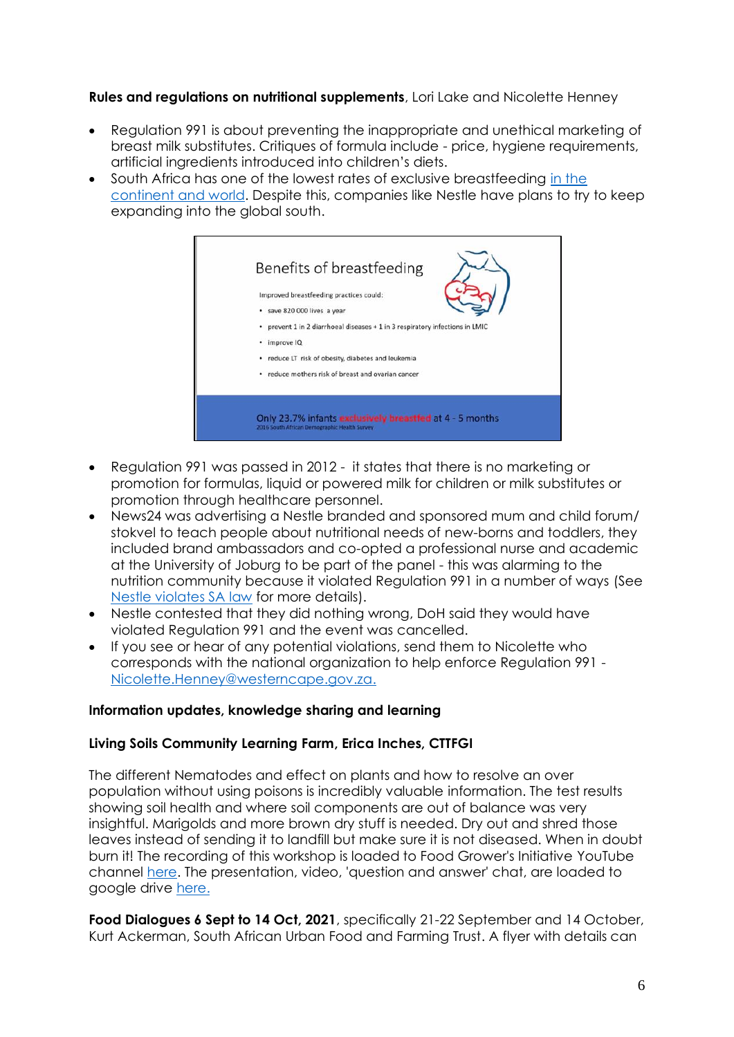**Rules and regulations on nutritional supplements**, Lori Lake and Nicolette Henney

- Regulation 991 is about preventing the inappropriate and unethical marketing of breast milk substitutes. Critiques of formula include - price, hygiene requirements, artificial ingredients introduced into children's diets.
- South Africa has one of the lowest rates of exclusive breastfeeding [in the continent and world](). Despite this, companies like Nestle have plans to try to keep expanding into the global south.

Benefits of breastfeeding

Improved breastfeeding practices could:

- save 820 000 lives a year
- prevent 1 in 2 diarrhoeal diseases + 1 in 3 respiratory infections in LMIC
- improve IQ
- reduce LT risk of obesity, diabetes and leukemia
- reduce mothers risk of breast and ovarian cancer

Only 23.7% infants exclusively breastfed at 4 - 5 months
2016 South African Demographic Health Survey

- Regulation 991 was passed in 2012 - it states that there is no marketing or promotion for formulas, liquid or powered milk for children or milk substitutes or promotion through healthcare personnel.
- News24 was advertising a Nestle branded and sponsored mum and child forum/ stokvel to teach people about nutritional needs of new-borns and toddlers, they included brand ambassadors and co-opted a professional nurse and academic at the University of Joburg to be part of the panel - this was alarming to the nutrition community because it violated Regulation 991 in a number of ways (See [Nestle violates SA law]() for more details).
- Nestle contested that they did nothing wrong, DoH said they would have violated Regulation 991 and the event was cancelled.
- If you see or hear of any potential violations, send them to Nicolette who corresponds with the national organization to help enforce Regulation 991 - [Nicolette.Henney@westerncape.gov.za.]()

**Information updates, knowledge sharing and learning**

**Living Soils Community Learning Farm, Erica Inches, CTTFGI**

The different Nematodes and effect on plants and how to resolve an over population without using poisons is incredibly valuable information. The test results showing soil health and where soil components are out of balance was very insightful. Marigolds and more brown dry stuff is needed. Dry out and shred those leaves instead of sending it to landfill but make sure it is not diseased. When in doubt burn it! The recording of this workshop is loaded to Food Grower's Initiative YouTube channel [here](). The presentation, video, 'question and answer' chat, are loaded to google drive [here.]()

**Food Dialogues 6 Sept to 14 Oct, 2021**, specifically 21-22 September and 14 October, Kurt Ackerman, South African Urban Food and Farming Trust. A flyer with details can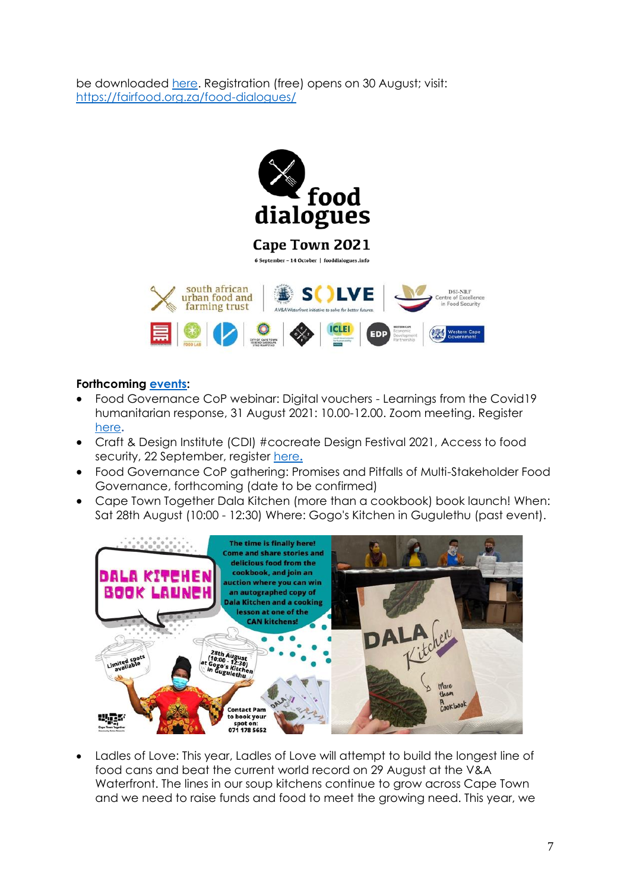be downloaded [here](). Registration (free) opens on 30 August; visit: [https://fairfood.org.za/food-dialogues/](https://fairfood.org.za/food-dialogues/)

**Forthcoming [events]():**

- Food Governance CoP webinar: Digital vouchers - Learnings from the Covid19 humanitarian response, 31 August 2021: 10.00-12.00. Zoom meeting. Register [here]().
- Craft & Design Institute (CDI) #cocreate Design Festival 2021, Access to food security, 22 September, register [here.]()
- Food Governance CoP gathering: Promises and Pitfalls of Multi-Stakeholder Food Governance, forthcoming (date to be confirmed)
- Cape Town Together Dala Kitchen (more than a cookbook) book launch! When: Sat 28th August (10:00 - 12:30) Where: Gogo's Kitchen in Gugulethu (past event).

- Ladles of Love: This year, Ladles of Love will attempt to build the longest line of food cans and beat the current world record on 29 August at the V&A Waterfront. The lines in our soup kitchens continue to grow across Cape Town and we need to raise funds and food to meet the growing need. This year, we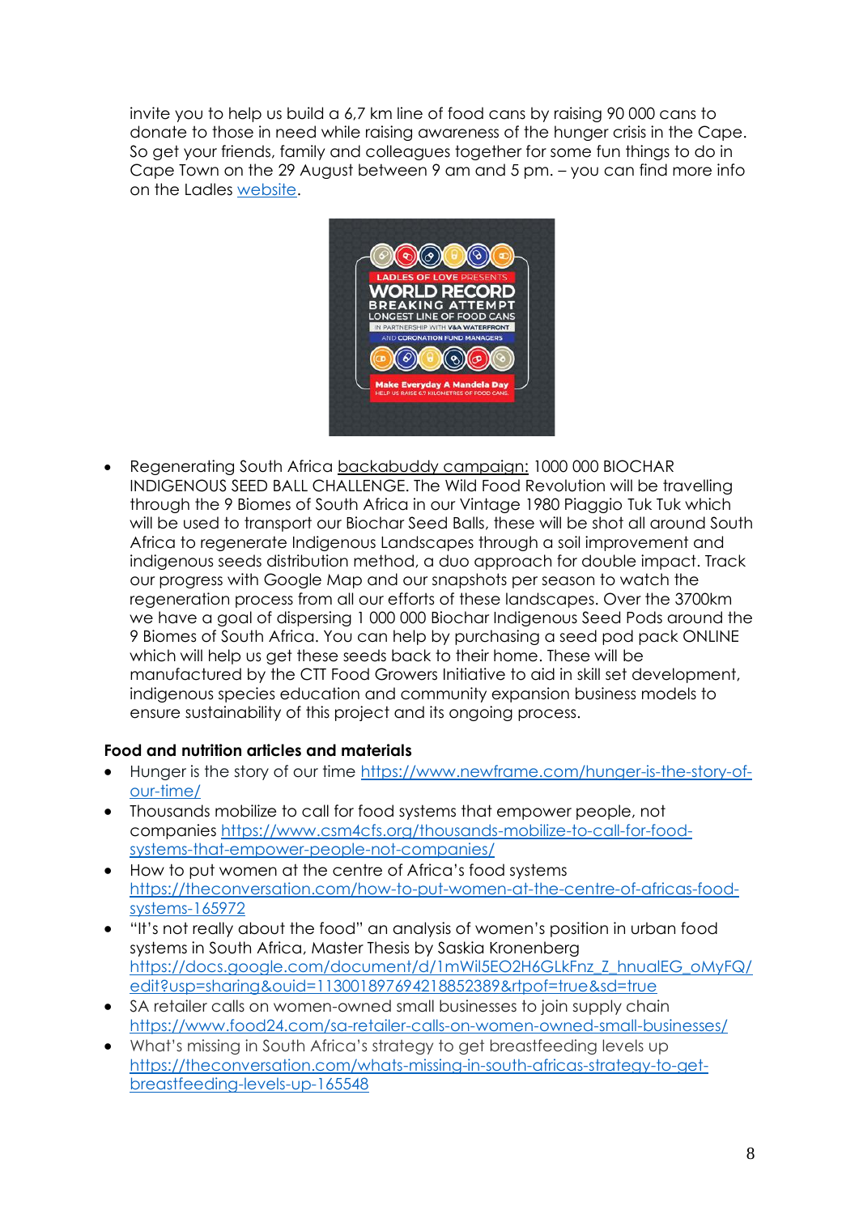invite you to help us build a 6,7 km line of food cans by raising 90 000 cans to donate to those in need while raising awareness of the hunger crisis in the Cape. So get your friends, family and colleagues together for some fun things to do in Cape Town on the 29 August between 9 am and 5 pm. – you can find more info on the Ladles [website](website).

- Regenerating South Africa backabuddy campaign: 1000 000 BIOCHAR INDIGENOUS SEED BALL CHALLENGE. The Wild Food Revolution will be travelling through the 9 Biomes of South Africa in our Vintage 1980 Piaggio Tuk Tuk which will be used to transport our Biochar Seed Balls, these will be shot all around South Africa to regenerate Indigenous Landscapes through a soil improvement and indigenous seeds distribution method, a duo approach for double impact. Track our progress with Google Map and our snapshots per season to watch the regeneration process from all our efforts of these landscapes. Over the 3700km we have a goal of dispersing 1 000 000 Biochar Indigenous Seed Pods around the 9 Biomes of South Africa. You can help by purchasing a seed pod pack ONLINE which will help us get these seeds back to their home. These will be manufactured by the CTT Food Growers Initiative to aid in skill set development, indigenous species education and community expansion business models to ensure sustainability of this project and its ongoing process.

**Food and nutrition articles and materials**

- Hunger is the story of our time https://www.newframe.com/hunger-is-the-story-of-our-time/
- Thousands mobilize to call for food systems that empower people, not companies https://www.csm4cfs.org/thousands-mobilize-to-call-for-food-systems-that-empower-people-not-companies/
- How to put women at the centre of Africa's food systems https://theconversation.com/how-to-put-women-at-the-centre-of-africas-food-systems-165972
- "It's not really about the food" an analysis of women's position in urban food systems in South Africa, Master Thesis by Saskia Kronenberg https://docs.google.com/document/d/1mWil5EO2H6GLkFnz_Z_hnualEG_oMyFQ/edit?usp=sharing&ouid=113001897694218852389&rtpof=true&sd=true
- SA retailer calls on women-owned small businesses to join supply chain https://www.food24.com/sa-retailer-calls-on-women-owned-small-businesses/
- What's missing in South Africa's strategy to get breastfeeding levels up https://theconversation.com/whats-missing-in-south-africas-strategy-to-get-breastfeeding-levels-up-165548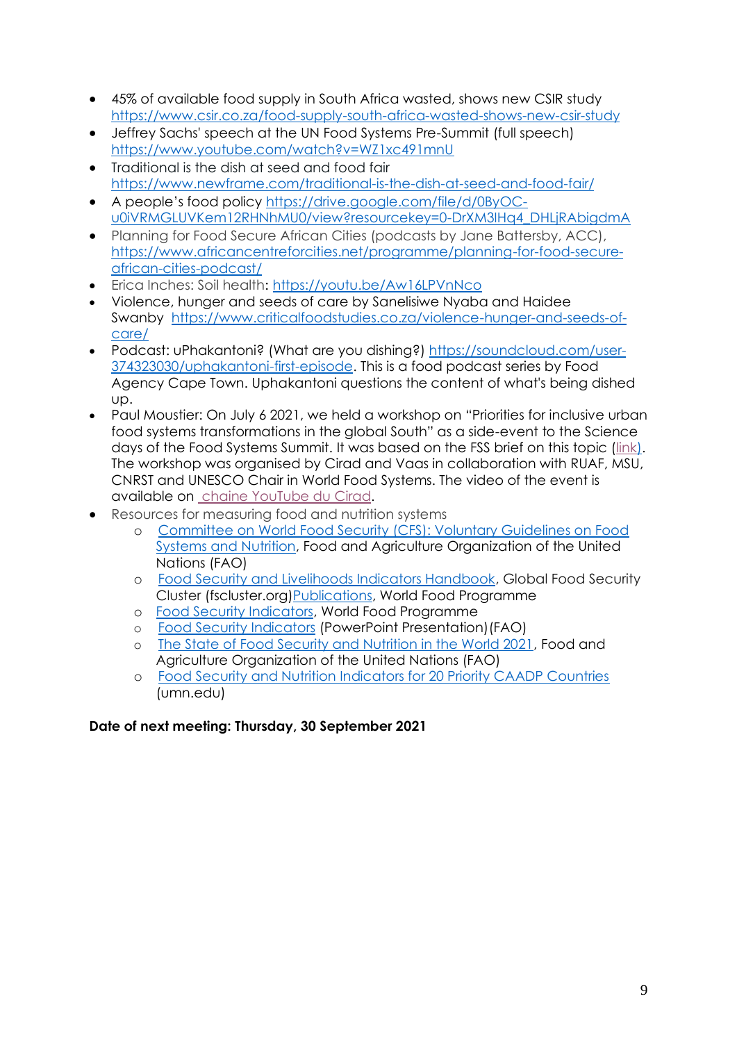- 45% of available food supply in South Africa wasted, shows new CSIR study https://www.csir.co.za/food-supply-south-africa-wasted-shows-new-csir-study
- Jeffrey Sachs' speech at the UN Food Systems Pre-Summit (full speech) https://www.youtube.com/watch?v=WZ1xc491mnU
- Traditional is the dish at seed and food fair https://www.newframe.com/traditional-is-the-dish-at-seed-and-food-fair/
- A people's food policy https://drive.google.com/file/d/0ByOC-u0iVRMGLUVKem12RHNhMU0/view?resourcekey=0-DrXM3lHq4_DHLjRAbigdmA
- Planning for Food Secure African Cities (podcasts by Jane Battersby, ACC), https://www.africancentreforcities.net/programme/planning-for-food-secure-african-cities-podcast/
- Erica Inches: Soil health: https://youtu.be/Aw16LPVnNco
- Violence, hunger and seeds of care by Sanelisiwe Nyaba and Haidee Swanby https://www.criticalfoodstudies.co.za/violence-hunger-and-seeds-of-care/
- Podcast: uPhakantoni? (What are you dishing?) https://soundcloud.com/user-374323030/uphakantoni-first-episode. This is a food podcast series by Food Agency Cape Town. Uphakantoni questions the content of what's being dished up.
- Paul Moustier: On July 6 2021, we held a workshop on "Priorities for inclusive urban food systems transformations in the global South" as a side-event to the Science days of the Food Systems Summit. It was based on the FSS brief on this topic (link). The workshop was organised by Cirad and Vaas in collaboration with RUAF, MSU, CNRST and UNESCO Chair in World Food Systems. The video of the event is available on chaine YouTube du Cirad.
- Resources for measuring food and nutrition systems
  - Committee on World Food Security (CFS): Voluntary Guidelines on Food Systems and Nutrition, Food and Agriculture Organization of the United Nations (FAO)
  - Food Security and Livelihoods Indicators Handbook, Global Food Security Cluster (fscluster.org)Publications, World Food Programme
  - Food Security Indicators, World Food Programme
  - Food Security Indicators (PowerPoint Presentation)(FAO)
  - The State of Food Security and Nutrition in the World 2021, Food and Agriculture Organization of the United Nations (FAO)
  - Food Security and Nutrition Indicators for 20 Priority CAADP Countries (umn.edu)

**Date of next meeting: Thursday, 30 September 2021**